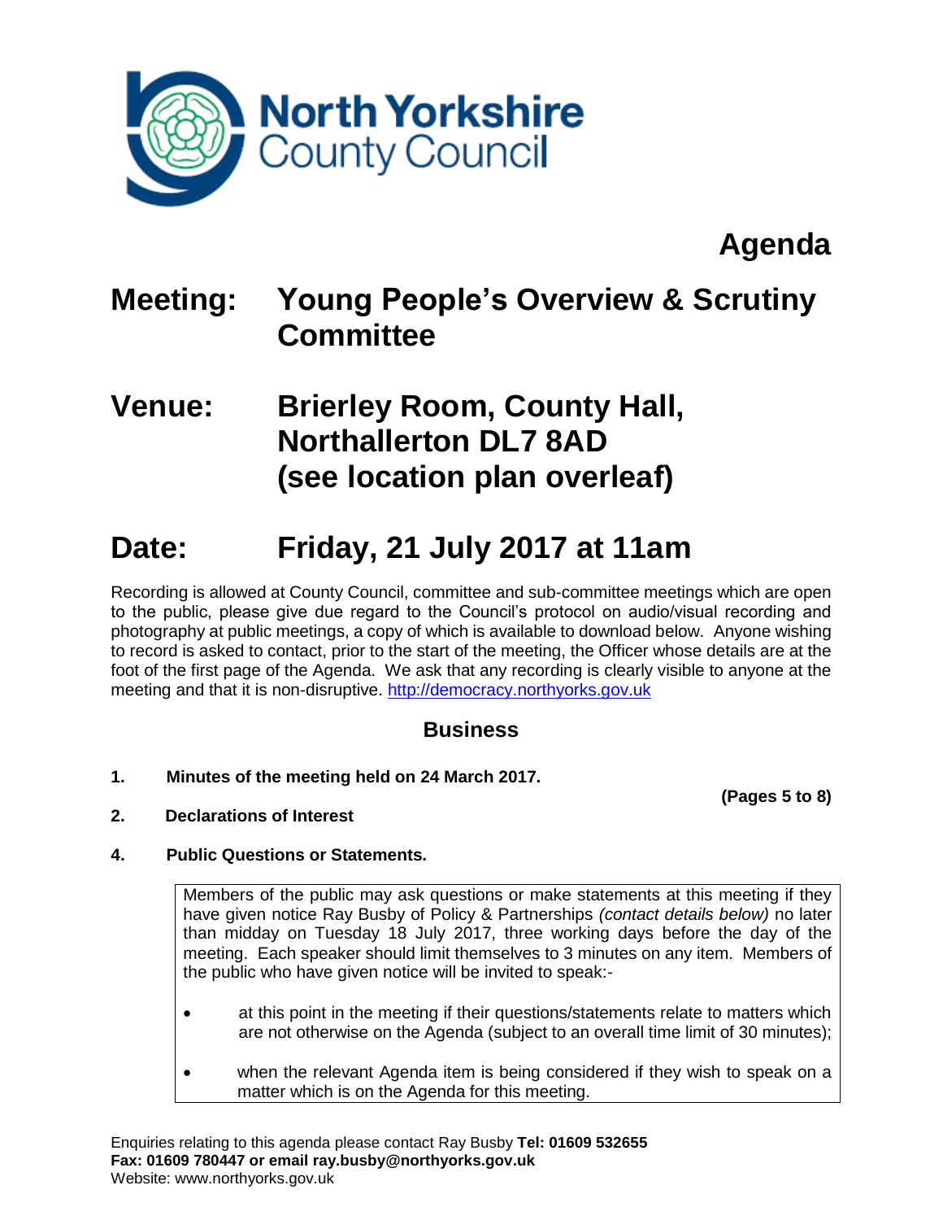North Yorkshire County Council

# Agenda

## Meeting: Young People's Overview & Scrutiny Committee

## Venue: Brierley Room, County Hall, Northallerton DL7 8AD (see location plan overleaf)

## Date: Friday, 21 July 2017 at 11am

Recording is allowed at County Council, committee and sub-committee meetings which are open to the public, please give due regard to the Council's protocol on audio/visual recording and photography at public meetings, a copy of which is available to download below. Anyone wishing to record is asked to contact, prior to the start of the meeting, the Officer whose details are at the foot of the first page of the Agenda. We ask that any recording is clearly visible to anyone at the meeting and that it is non-disruptive. http://democracy.northyorks.gov.uk

### Business

**1. Minutes of the meeting held on 24 March 2017.**

**(Pages 5 to 8)**

**2. Declarations of Interest**

**4. Public Questions or Statements.**

Members of the public may ask questions or make statements at this meeting if they have given notice Ray Busby of Policy & Partnerships *(contact details below)* no later than midday on Tuesday 18 July 2017, three working days before the day of the meeting. Each speaker should limit themselves to 3 minutes on any item. Members of the public who have given notice will be invited to speak:-

- at this point in the meeting if their questions/statements relate to matters which are not otherwise on the Agenda (subject to an overall time limit of 30 minutes);
- when the relevant Agenda item is being considered if they wish to speak on a matter which is on the Agenda for this meeting.

Enquiries relating to this agenda please contact Ray Busby **Tel: 01609 532655**
**Fax: 01609 780447 or email ray.busby@northyorks.gov.uk**
Website: www.northyorks.gov.uk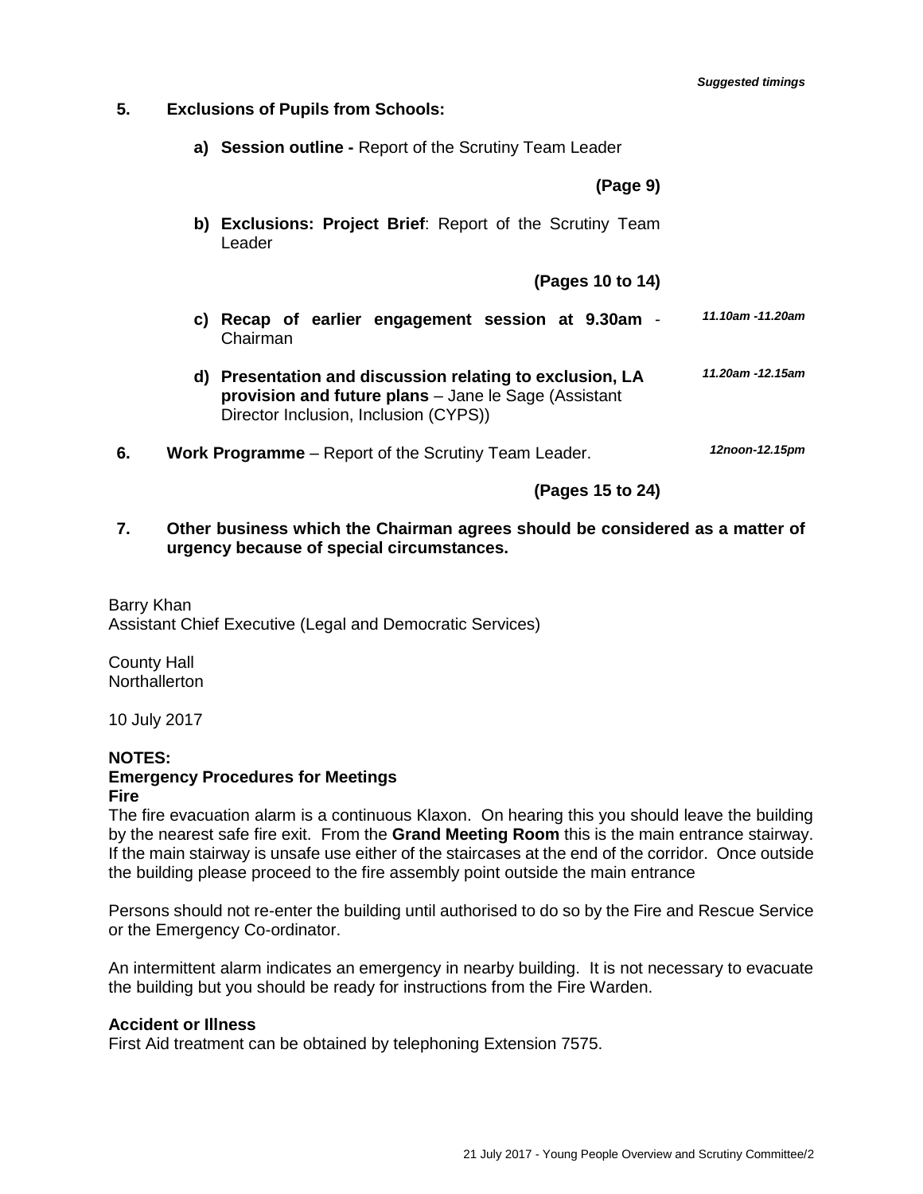*Suggested timings*

**5. Exclusions of Pupils from Schools:**

**a) Session outline -** Report of the Scrutiny Team Leader

**(Page 9)**

**b) Exclusions: Project Brief**: Report of the Scrutiny Team Leader

**(Pages 10 to 14)**

**c) Recap of earlier engagement session at 9.30am** - Chairman — *11.10am -11.20am*

**d) Presentation and discussion relating to exclusion, LA provision and future plans** – Jane le Sage (Assistant Director Inclusion, Inclusion (CYPS)) — *11.20am -12.15am*

**6. Work Programme** – Report of the Scrutiny Team Leader. — *12noon-12.15pm*

**(Pages 15 to 24)**

**7. Other business which the Chairman agrees should be considered as a matter of urgency because of special circumstances.**

Barry Khan
Assistant Chief Executive (Legal and Democratic Services)

County Hall
Northallerton

10 July 2017

**NOTES:**
**Emergency Procedures for Meetings**
**Fire**
The fire evacuation alarm is a continuous Klaxon. On hearing this you should leave the building by the nearest safe fire exit. From the **Grand Meeting Room** this is the main entrance stairway. If the main stairway is unsafe use either of the staircases at the end of the corridor. Once outside the building please proceed to the fire assembly point outside the main entrance

Persons should not re-enter the building until authorised to do so by the Fire and Rescue Service or the Emergency Co-ordinator.

An intermittent alarm indicates an emergency in nearby building. It is not necessary to evacuate the building but you should be ready for instructions from the Fire Warden.

**Accident or Illness**
First Aid treatment can be obtained by telephoning Extension 7575.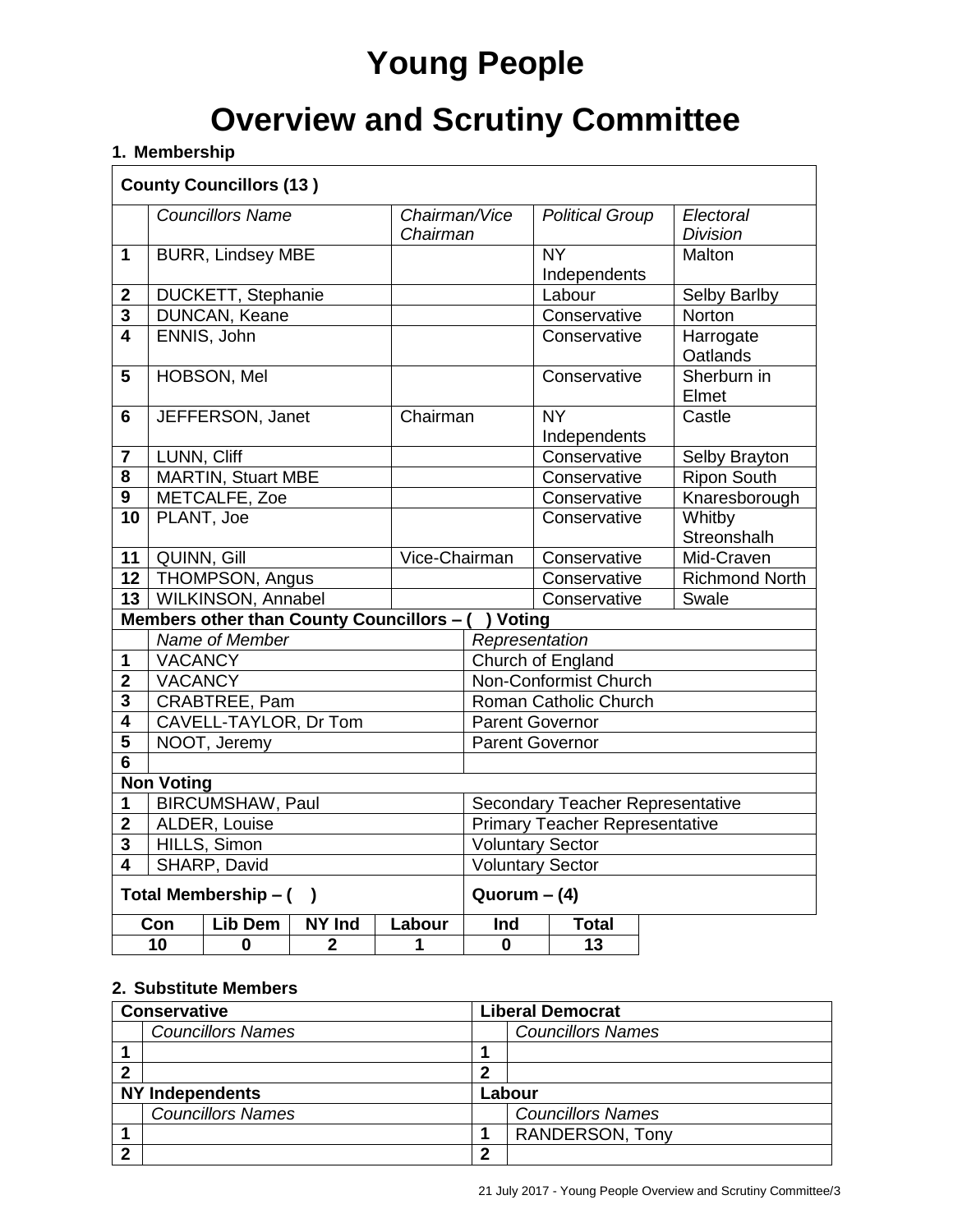# Young People

# Overview and Scrutiny Committee

**1. Membership**

| **County Councillors (13 )** | | | | |
|---|---|---|---|---|
| | *Councillors Name* | *Chairman/Vice Chairman* | *Political Group* | *Electoral Division* |
| **1** | BURR, Lindsey MBE | | NY Independents | Malton |
| **2** | DUCKETT, Stephanie | | Labour | Selby Barlby |
| **3** | DUNCAN, Keane | | Conservative | Norton |
| **4** | ENNIS, John | | Conservative | Harrogate Oatlands |
| **5** | HOBSON, Mel | | Conservative | Sherburn in Elmet |
| **6** | JEFFERSON, Janet | Chairman | NY Independents | Castle |
| **7** | LUNN, Cliff | | Conservative | Selby Brayton |
| **8** | MARTIN, Stuart MBE | | Conservative | Ripon South |
| **9** | METCALFE, Zoe | | Conservative | Knaresborough |
| **10** | PLANT, Joe | | Conservative | Whitby Streonshalh |
| **11** | QUINN, Gill | Vice-Chairman | Conservative | Mid-Craven |
| **12** | THOMPSON, Angus | | Conservative | Richmond North |
| **13** | WILKINSON, Annabel | | Conservative | Swale |

| **Members other than County Councillors – ( ) Voting** | | |
|---|---|---|
| | *Name of Member* | *Representation* |
| **1** | VACANCY | Church of England |
| **2** | VACANCY | Non-Conformist Church |
| **3** | CRABTREE, Pam | Roman Catholic Church |
| **4** | CAVELL-TAYLOR, Dr Tom | Parent Governor |
| **5** | NOOT, Jeremy | Parent Governor |
| **6** | | |
| **Non Voting** | | |
| **1** | BIRCUMSHAW, Paul | Secondary Teacher Representative |
| **2** | ALDER, Louise | Primary Teacher Representative |
| **3** | HILLS, Simon | Voluntary Sector |
| **4** | SHARP, David | Voluntary Sector |
| **Total Membership – ( )** | | **Quorum – (4)** |

| Con | Lib Dem | NY Ind | Labour | Ind | Total |
|---|---|---|---|---|---|
| **10** | **0** | **2** | **1** | **0** | **13** |

**2. Substitute Members**

| **Conservative** | | **Liberal Democrat** | |
|---|---|---|---|
| | *Councillors Names* | | *Councillors Names* |
| **1** | | **1** | |
| **2** | | **2** | |
| **NY Independents** | | **Labour** | |
| | *Councillors Names* | | *Councillors Names* |
| **1** | | **1** | RANDERSON, Tony |
| **2** | | **2** | |